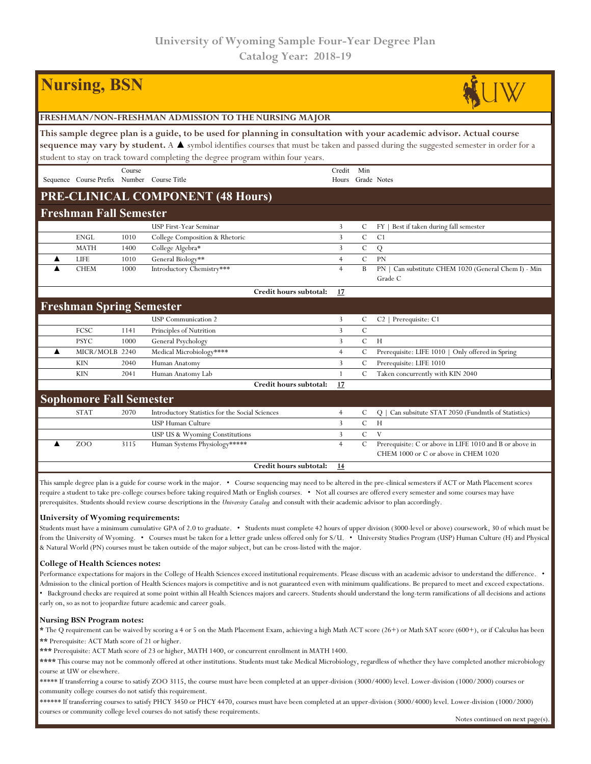# University of Wyoming Sample Four-Year Degree Plan
## Catalog Year: 2018-19

# Nursing, BSN

**FRESHMAN/NON-FRESHMAN ADMISSION TO THE NURSING MAJOR**

**This sample degree plan is a guide, to be used for planning in consultation with your academic advisor. Actual course sequence may vary by student.** A ▲ symbol identifies courses that must be taken and passed during the suggested semester in order for a student to stay on track toward completing the degree program within four years.

## PRE-CLINICAL COMPONENT (48 Hours)

### Freshman Fall Semester

| Sequence | Course Prefix | Course Number | Course Title | Credit Hours | Min Grade | Notes |
|---|---|---|---|---|---|---|
| | | | USP First-Year Seminar | 3 | C | FY \| Best if taken during fall semester |
| | ENGL | 1010 | College Composition & Rhetoric | 3 | C | C1 |
| | MATH | 1400 | College Algebra* | 3 | C | Q |
| ▲ | LIFE | 1010 | General Biology** | 4 | C | PN |
| ▲ | CHEM | 1000 | Introductory Chemistry*** | 4 | B | PN \| Can substitute CHEM 1020 (General Chem I) - Min Grade C |
| | | | **Credit hours subtotal:** | **17** | | |

### Freshman Spring Semester

| Sequence | Course Prefix | Course Number | Course Title | Credit Hours | Min Grade | Notes |
|---|---|---|---|---|---|---|
| | | | USP Communication 2 | 3 | C | C2 \| Prerequisite: C1 |
| | FCSC | 1141 | Principles of Nutrition | 3 | C | |
| | PSYC | 1000 | General Psychology | 3 | C | H |
| ▲ | MICR/MOLB | 2240 | Medical Microbiology**** | 4 | C | Prerequisite: LIFE 1010 \| Only offered in Spring |
| | KIN | 2040 | Human Anatomy | 3 | C | Prerequisite: LIFE 1010 |
| | KIN | 2041 | Human Anatomy Lab | 1 | C | Taken concurrently with KIN 2040 |
| | | | **Credit hours subtotal:** | **17** | | |

### Sophomore Fall Semester

| Sequence | Course Prefix | Course Number | Course Title | Credit Hours | Min Grade | Notes |
|---|---|---|---|---|---|---|
| | STAT | 2070 | Introductory Statistics for the Social Sciences | 4 | C | Q \| Can subsitute STAT 2050 (Fundmtls of Statistics) |
| | | | USP Human Culture | 3 | C | H |
| | | | USP US & Wyoming Constitutions | 3 | C | V |
| ▲ | ZOO | 3115 | Human Systems Physiology***** | 4 | C | Prerequisite: C or above in LIFE 1010 and B or above in CHEM 1000 or C or above in CHEM 1020 |
| | | | **Credit hours subtotal:** | **14** | | |

This sample degree plan is a guide for course work in the major. • Course sequencing may need to be altered in the pre-clinical semesters if ACT or Math Placement scores require a student to take pre-college courses before taking required Math or English courses. • Not all courses are offered every semester and some courses may have prerequisites. Students should review course descriptions in the *University Catalog* and consult with their academic advisor to plan accordingly.

**University of Wyoming requirements:**

Students must have a minimum cumulative GPA of 2.0 to graduate. • Students must complete 42 hours of upper division (3000-level or above) coursework, 30 of which must be from the University of Wyoming. • Courses must be taken for a letter grade unless offered only for S/U. • University Studies Program (USP) Human Culture (H) and Physical & Natural World (PN) courses must be taken outside of the major subject, but can be cross-listed with the major.

**College of Health Sciences notes:**

Performance expectations for majors in the College of Health Sciences exceed institutional requirements. Please discuss with an academic advisor to understand the difference. • Admission to the clinical portion of Health Sciences majors is competitive and is not guaranteed even with minimum qualifications. Be prepared to meet and exceed expectations. • Background checks are required at some point within all Health Sciences majors and careers. Students should understand the long-term ramifications of all decisions and actions early on, so as not to jeopardize future academic and career goals.

**Nursing BSN Program notes:**

**\*** The Q requirement can be waived by scoring a 4 or 5 on the Math Placement Exam, achieving a high Math ACT score (26+) or Math SAT score (600+), or if Calculus has been

**\*\*** Prerequisite: ACT Math score of 21 or higher.

**\*\*\*** Prerequisite: ACT Math score of 23 or higher, MATH 1400, or concurrent enrollment in MATH 1400.

**\*\*\*\*** This course may not be commonly offered at other institutions. Students must take Medical Microbiology, regardless of whether they have completed another microbiology course at UW or elsewhere.

\*\*\*\*\* If transferring a course to satisfy ZOO 3115, the course must have been completed at an upper-division (3000/4000) level. Lower-division (1000/2000) courses or community college courses do not satisfy this requirement.

\*\*\*\*\*\* If transferring courses to satisfy PHCY 3450 or PHCY 4470, courses must have been completed at an upper-division (3000/4000) level. Lower-division (1000/2000) courses or community college level courses do not satisfy these requirements.

Notes continued on next page(s).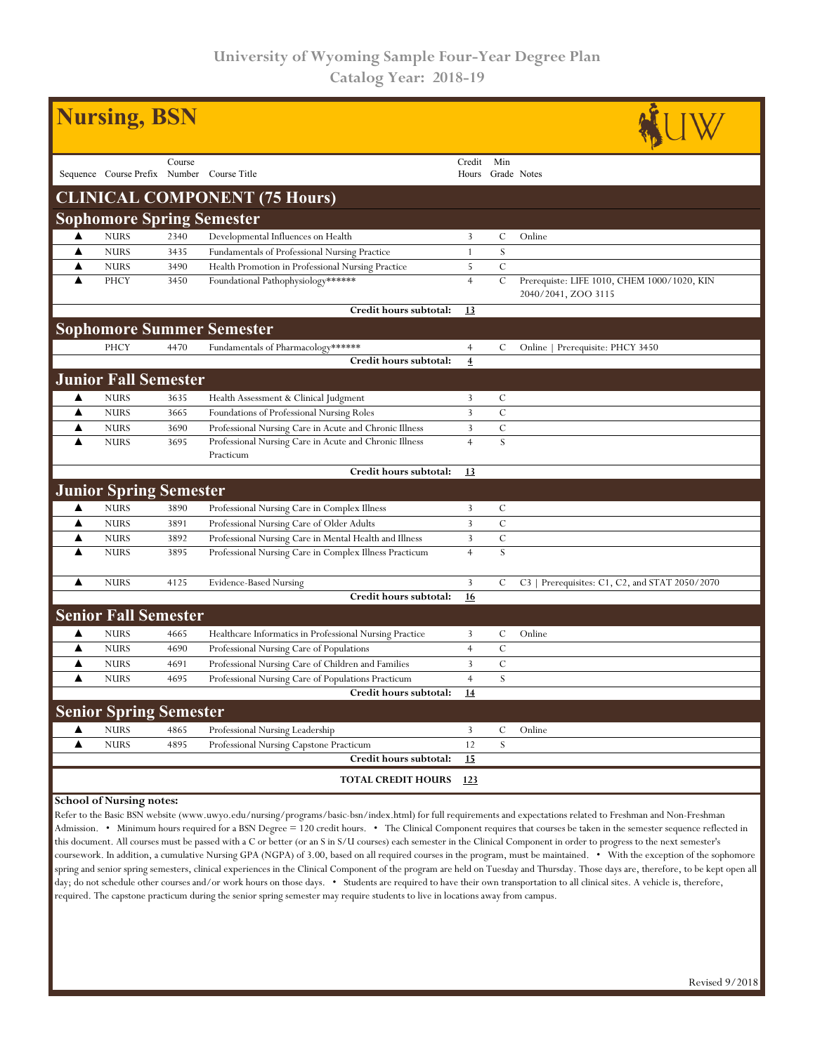University of Wyoming Sample Four-Year Degree Plan
Catalog Year: 2018-19

# Nursing, BSN

| Sequence | Course Prefix | Course Number | Course Title | Credit Hours | Min Grade | Notes |
|---|---|---|---|---|---|---|
| **CLINICAL COMPONENT (75 Hours)** | | | | | | |
| **Sophomore Spring Semester** | | | | | | |
| ▲ | NURS | 2340 | Developmental Influences on Health | 3 | C | Online |
| ▲ | NURS | 3435 | Fundamentals of Professional Nursing Practice | 1 | S | |
| ▲ | NURS | 3490 | Health Promotion in Professional Nursing Practice | 5 | C | |
| ▲ | PHCY | 3450 | Foundational Pathophysiology****** | 4 | C | Prerequiste: LIFE 1010, CHEM 1000/1020, KIN 2040/2041, ZOO 3115 |
| | | | **Credit hours subtotal:** | **13** | | |
| **Sophomore Summer Semester** | | | | | | |
| | PHCY | 4470 | Fundamentals of Pharmacology****** | 4 | C | Online \| Prerequisite: PHCY 3450 |
| | | | **Credit hours subtotal:** | **4** | | |
| **Junior Fall Semester** | | | | | | |
| ▲ | NURS | 3635 | Health Assessment & Clinical Judgment | 3 | C | |
| ▲ | NURS | 3665 | Foundations of Professional Nursing Roles | 3 | C | |
| ▲ | NURS | 3690 | Professional Nursing Care in Acute and Chronic Illness | 3 | C | |
| ▲ | NURS | 3695 | Professional Nursing Care in Acute and Chronic Illness Practicum | 4 | S | |
| | | | **Credit hours subtotal:** | **13** | | |
| **Junior Spring Semester** | | | | | | |
| ▲ | NURS | 3890 | Professional Nursing Care in Complex Illness | 3 | C | |
| ▲ | NURS | 3891 | Professional Nursing Care of Older Adults | 3 | C | |
| ▲ | NURS | 3892 | Professional Nursing Care in Mental Health and Illness | 3 | C | |
| ▲ | NURS | 3895 | Professional Nursing Care in Complex Illness Practicum | 4 | S | |
| ▲ | NURS | 4125 | Evidence-Based Nursing | 3 | C | C3 \| Prerequisites: C1, C2, and STAT 2050/2070 |
| | | | **Credit hours subtotal:** | **16** | | |
| **Senior Fall Semester** | | | | | | |
| ▲ | NURS | 4665 | Healthcare Informatics in Professional Nursing Practice | 3 | C | Online |
| ▲ | NURS | 4690 | Professional Nursing Care of Populations | 4 | C | |
| ▲ | NURS | 4691 | Professional Nursing Care of Children and Families | 3 | C | |
| ▲ | NURS | 4695 | Professional Nursing Care of Populations Practicum | 4 | S | |
| | | | **Credit hours subtotal:** | **14** | | |
| **Senior Spring Semester** | | | | | | |
| ▲ | NURS | 4865 | Professional Nursing Leadership | 3 | C | Online |
| ▲ | NURS | 4895 | Professional Nursing Capstone Practicum | 12 | S | |
| | | | **Credit hours subtotal:** | **15** | | |
| | | | **TOTAL CREDIT HOURS** | **123** | | |

**School of Nursing notes:**

Refer to the Basic BSN website (www.uwyo.edu/nursing/programs/basic-bsn/index.html) for full requirements and expectations related to Freshman and Non-Freshman Admission. • Minimum hours required for a BSN Degree = 120 credit hours. • The Clinical Component requires that courses be taken in the semester sequence reflected in this document. All courses must be passed with a C or better (or an S in S/U courses) each semester in the Clinical Component in order to progress to the next semester's coursework. In addition, a cumulative Nursing GPA (NGPA) of 3.00, based on all required courses in the program, must be maintained. • With the exception of the sophomore spring and senior spring semesters, clinical experiences in the Clinical Component of the program are held on Tuesday and Thursday. Those days are, therefore, to be kept open all day; do not schedule other courses and/or work hours on those days. • Students are required to have their own transportation to all clinical sites. A vehicle is, therefore, required. The capstone practicum during the senior spring semester may require students to live in locations away from campus.

Revised 9/2018